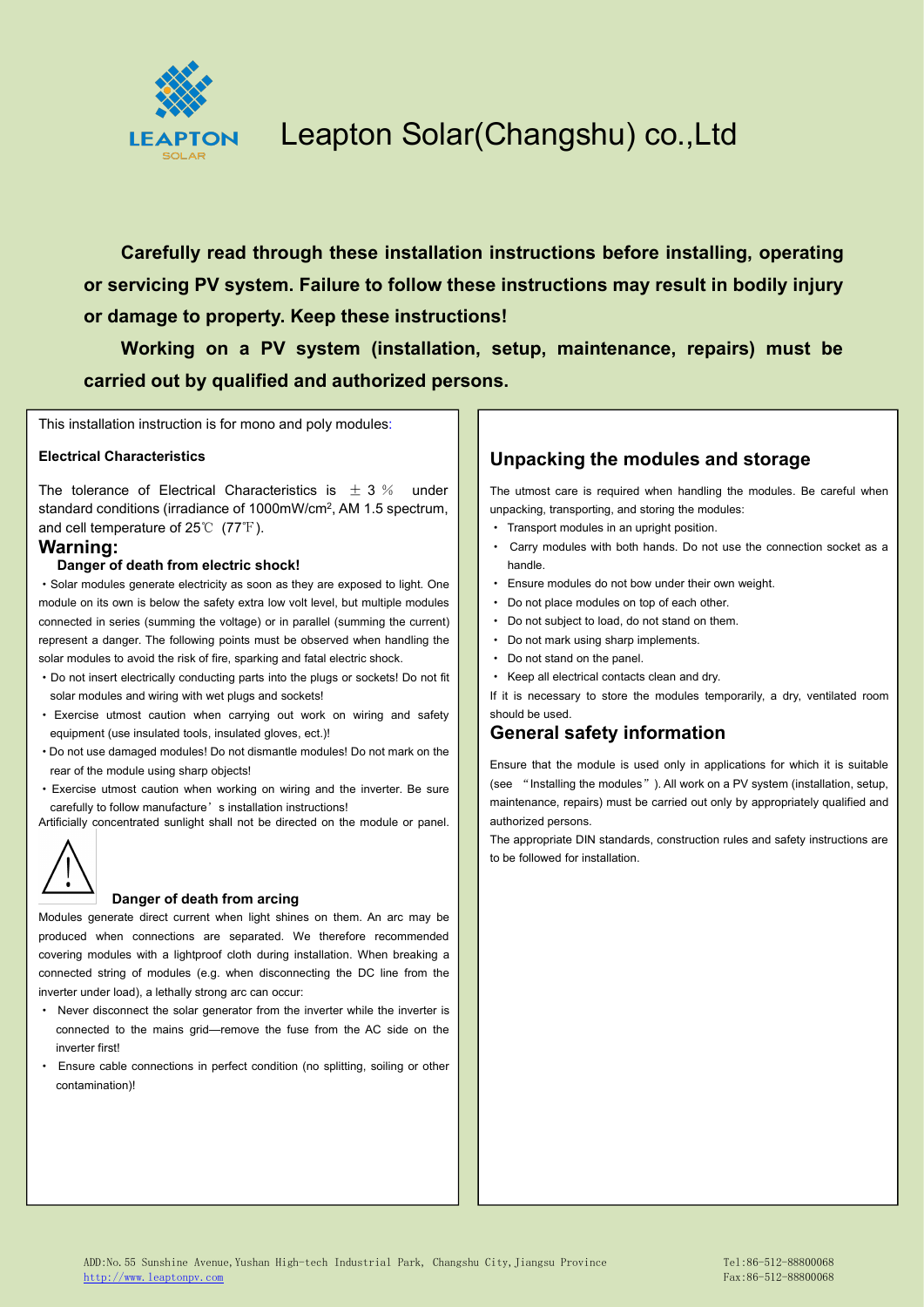# Leapton Solar(Changshu) co.,Ltd

**Carefully read through these installation instructions before installing, operating or servicing PV system. Failure to follow these instructions may result in bodily injury or damage to property. Keep these instructions!**

**Working on a PV system (installation, setup, maintenance, repairs) must be carried out by qualified and authorized persons.**

This installation instruction is for mono and poly modules:

**Electrical Characteristics**

The tolerance of Electrical Characteristics is ±3% under standard conditions (irradiance of 1000mW/cm$^2$, AM 1.5 spectrum, and cell temperature of 25℃ (77℉).

## Warning:

### Danger of death from electric shock!

- Solar modules generate electricity as soon as they are exposed to light. One module on its own is below the safety extra low volt level, but multiple modules connected in series (summing the voltage) or in parallel (summing the current) represent a danger. The following points must be observed when handling the solar modules to avoid the risk of fire, sparking and fatal electric shock.
- Do not insert electrically conducting parts into the plugs or sockets! Do not fit solar modules and wiring with wet plugs and sockets!
- Exercise utmost caution when carrying out work on wiring and safety equipment (use insulated tools, insulated gloves, ect.)!
- Do not use damaged modules! Do not dismantle modules! Do not mark on the rear of the module using sharp objects!
- Exercise utmost caution when working on wiring and the inverter. Be sure carefully to follow manufacture's installation instructions!

Artificially concentrated sunlight shall not be directed on the module or panel.

### Danger of death from arcing

Modules generate direct current when light shines on them. An arc may be produced when connections are separated. We therefore recommended covering modules with a lightproof cloth during installation. When breaking a connected string of modules (e.g. when disconnecting the DC line from the inverter under load), a lethally strong arc can occur:

- Never disconnect the solar generator from the inverter while the inverter is connected to the mains grid—remove the fuse from the AC side on the inverter first!
- Ensure cable connections in perfect condition (no splitting, soiling or other contamination)!

## Unpacking the modules and storage

The utmost care is required when handling the modules. Be careful when unpacking, transporting, and storing the modules:

- Transport modules in an upright position.
- Carry modules with both hands. Do not use the connection socket as a handle.
- Ensure modules do not bow under their own weight.
- Do not place modules on top of each other.
- Do not subject to load, do not stand on them.
- Do not mark using sharp implements.
- Do not stand on the panel.
- Keep all electrical contacts clean and dry.

If it is necessary to store the modules temporarily, a dry, ventilated room should be used.

## General safety information

Ensure that the module is used only in applications for which it is suitable (see "Installing the modules"). All work on a PV system (installation, setup, maintenance, repairs) must be carried out only by appropriately qualified and authorized persons.

The appropriate DIN standards, construction rules and safety instructions are to be followed for installation.

ADD:No.55 Sunshine Avenue,Yushan High-tech Industrial Park, Changshu City,Jiangsu Province
http://www.leaptonpv.com
Tel:86-512-88800068
Fax:86-512-88800068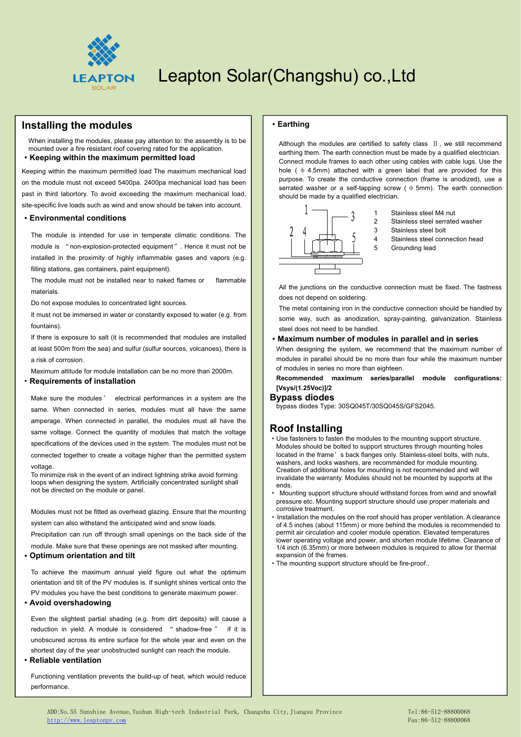# Leapton Solar(Changshu) co.,Ltd

## Installing the modules

When installing the modules, please pay attention to: the assembly is to be mounted over a fire resistant roof covering rated for the application.

• **Keeping within the maximum permitted load**

Keeping within the maximum permitted load The maximum mechanical load on the module must not exceed 5400pa. 2400pa mechanical load has been past in third labortory. To avoid exceeding the maximum mechanical load, site-specific live loads such as wind and snow should be taken into account.

• **Environmental conditions**

The module is intended for use in temperate climatic conditions. The module is "non-explosion-protected equipment". Hence it must not be installed in the proximity of highly inflammable gases and vapors (e.g. filling stations, gas containers, paint equipment).

The module must not be installed near to naked flames or flammable materials.

Do not expose modules to concentrated light sources.

It must not be immersed in water or constantly exposed to water (e.g. from fountains).

If there is exposure to salt (it is recommended that modules are installed at least 500m from the sea) and sulfur (sulfur sources, volcanoes), there is a risk of corrosion.

Maximum altitude for module installation can be no more than 2000m.

• **Requirements of installation**

Make sure the modules' electrical performances in a system are the same. When connected in series, modules must all have the same amperage. When connected in parallel, the modules must all have the same voltage. Connect the quantity of modules that match the voltage specifications of the devices used in the system. The modules must not be connected together to create a voltage higher than the permitted system voltage.

To minimize risk in the event of an indirect lightning strike avoid forming loops when designing the system. Artificially concentrated sunlight shall not be directed on the module or panel.

Modules must not be fitted as overhead glazing. Ensure that the mounting system can also withstand the anticipated wind and snow loads.

Precipitation can run off through small openings on the back side of the module. Make sure that these openings are not masked after mounting.

• **Optimum orientation and tilt**

To achieve the maximum annual yield figure out what the optimum orientation and tilt of the PV modules is. If sunlight shines vertical onto the PV modules you have the best conditions to generate maximum power.

• **Avoid overshadowing**

Even the slightest partial shading (e.g. from dirt deposits) will cause a reduction in yield. A module is considered "shadow-free" if it is unobscured across its entire surface for the whole year and even on the shortest day of the year unobstructed sunlight can reach the module.

• **Reliable ventilation**

Functioning ventilation prevents the build-up of heat, which would reduce performance.

• **Earthing**

Although the modules are certified to safety class Ⅱ, we still recommend earthing them. The earth connection must be made by a qualified electrician. Connect module frames to each other using cables with cable lugs. Use the hole (ϕ 4.5mm) attached with a green label that are provided for this purpose. To create the conductive connection (frame is anodized), use a serrated washer or a self-tapping screw (ϕ 5mm). The earth connection should be made by a qualified electrician.

1. Stainless steel M4 nut
2. Stainless steel serrated washer
3. Stainless steel bolt
4. Stainless steel connection head
5. Grounding lead

All the junctions on the conductive connection must be fixed. The fastness does not depend on soldering.

The metal containing iron in the conductive connection should be handled by some way, such as anodization, spray-painting, galvanization. Stainless steel does not need to be handled.

• **Maximum number of modules in parallel and in series**

When designing the system, we recommend that the maximum number of modules in parallel should be no more than four while the maximum number of modules in series no more than eighteen.

**Recommended maximum series/parallel module configurations: [Vsys/(1.25Voc)]/2**

## Bypass diodes

bypass diodes Type: 30SQ045T/30SQ045S/GFS2045.

## Roof Installing

- Use fasteners to fasten the modules to the mounting support structure. Modules should be bolted to support structures through mounting holes located in the frame's back flanges only. Stainless-steel bolts, with nuts, washers, and locks washers, are recommended for module mounting. Creation of additional holes for mounting is not recommended and will invalidate the warranty. Modules should not be mounted by supports at the ends.
- Mounting support structure should withstand forces from wind and snowfall pressure etc. Mounting support structure should use proper materials and corrosive treatment.
- Installation the modules on the roof should has proper ventilation. A clearance of 4.5 inches (about 115mm) or more behind the modules is recommended to permit air circulation and cooler module operation. Elevated temperatures lower operating voltage and power, and shorten module lifetime. Clearance of 1/4 inch (6.35mm) or more between modules is required to allow for thermal expansion of the frames.
- The mounting support structure should be fire-proof..

ADD:No.55 Sunshine Avenue,Yushan High-tech Industrial Park, Changshu City,Jiangsu Province
http://www.leaptonpv.com

Tel:86-512-88800068
Fax:86-512-88800068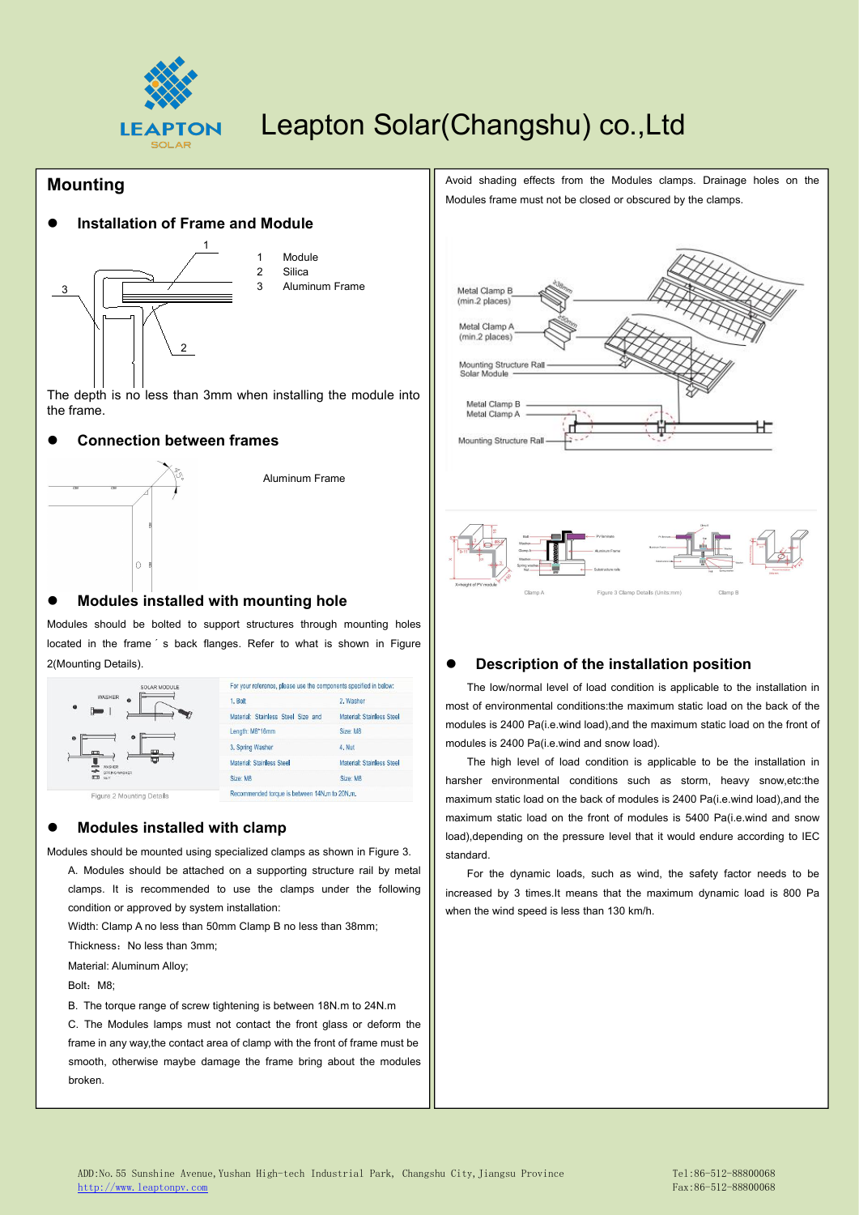## Mounting

- **Installation of Frame and Module**

1 Module
2 Silica
3 Aluminum Frame

The depth is no less than 3mm when installing the module into the frame.

- **Connection between frames**

Aluminum Frame

- **Modules installed with mounting hole**

Modules should be bolted to support structures through mounting holes located in the frame ' s back flanges. Refer to what is shown in Figure 2(Mounting Details).

| For your reference, please use the components specified in below: | |
|---|---|
| 1. Bolt | 2. Washer |
| Material: Stainless Steel Size and | Material: Stainless Steel |
| Length: M8*18mm | Size: M8 |
| 3. Spring Washer | 4. Nut |
| Material: Stainless Steel | Material: Stainless Steel |
| Size: M8 | Size: M8 |
| Recommended torque is between 14N.m to 20N.m. | |

Figure 2 Mounting Details

- **Modules installed with clamp**

Modules should be mounted using specialized clamps as shown in Figure 3.

A. Modules should be attached on a supporting structure rail by metal clamps. It is recommended to use the clamps under the following condition or approved by system installation:

Width: Clamp A no less than 50mm Clamp B no less than 38mm;

Thickness：No less than 3mm;

Material: Aluminum Alloy;

Bolt：M8;

B. The torque range of screw tightening is between 18N.m to 24N.m

C. The Modules lamps must not contact the front glass or deform the frame in any way,the contact area of clamp with the front of frame must be smooth, otherwise maybe damage the frame bring about the modules broken.

Avoid shading effects from the Modules clamps. Drainage holes on the Modules frame must not be closed or obscured by the clamps.

Metal Clamp B (min.2 places)
Metal Clamp A (min.2 places)
Mounting Structure Rail
Solar Module
Metal Clamp B
Metal Clamp A
Mounting Structure Rail

Clamp A    Figure 3 Clamp Details (Units:mm)    Clamp B

- **Description of the installation position**

The low/normal level of load condition is applicable to the installation in most of environmental conditions:the maximum static load on the back of the modules is 2400 Pa(i.e.wind load),and the maximum static load on the front of modules is 2400 Pa(i.e.wind and snow load).

The high level of load condition is applicable to be the installation in harsher environmental conditions such as storm, heavy snow,etc:the maximum static load on the back of modules is 2400 Pa(i.e.wind load),and the maximum static load on the front of modules is 5400 Pa(i.e.wind and snow load),depending on the pressure level that it would endure according to IEC standard.

For the dynamic loads, such as wind, the safety factor needs to be increased by 3 times.It means that the maximum dynamic load is 800 Pa when the wind speed is less than 130 km/h.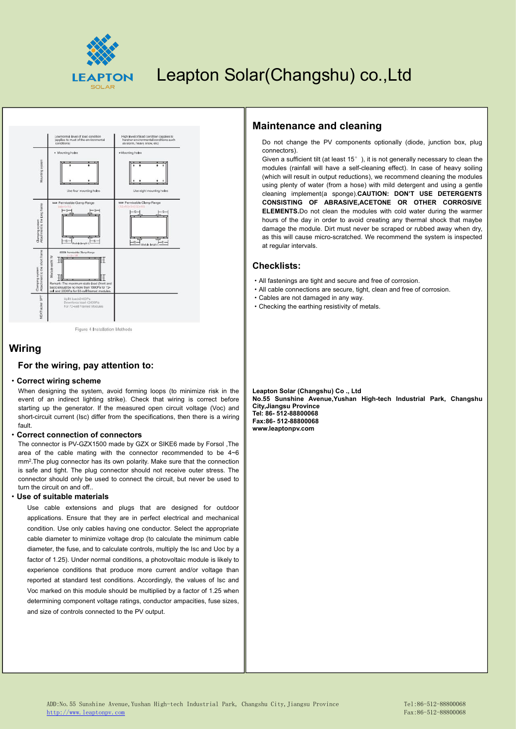Figure 4 Installation Methods

## Wiring

### For the wiring, pay attention to:

- **Correct wiring scheme**

  When designing the system, avoid forming loops (to minimize risk in the event of an indirect lighting strike). Check that wiring is correct before starting up the generator. If the measured open circuit voltage (Voc) and short-circuit current (Isc) differ from the specifications, then there is a wiring fault.

- **Correct connection of connectors**

  The connector is PV-GZX1500 made by GZX or SIKE6 made by Forsol ,The area of the cable mating with the connector recommended to be 4~6 $mm^2$.The plug connector has its own polarity. Make sure that the connection is safe and tight. The plug connector should not receive outer stress. The connector should only be used to connect the circuit, but never be used to turn the circuit on and off..

- **Use of suitable materials**

  Use cable extensions and plugs that are designed for outdoor applications. Ensure that they are in perfect electrical and mechanical condition. Use only cables having one conductor. Select the appropriate cable diameter to minimize voltage drop (to calculate the minimum cable diameter, the fuse, and to calculate controls, multiply the Isc and Uoc by a factor of 1.25). Under normal conditions, a photovoltaic module is likely to experience conditions that produce more current and/or voltage than reported at standard test conditions. Accordingly, the values of Isc and Voc marked on this module should be multiplied by a factor of 1.25 when determining component voltage ratings, conductor ampacities, fuse sizes, and size of controls connected to the PV output.

## Maintenance and cleaning

Do not change the PV components optionally (diode, junction box, plug connectors).

Given a sufficient tilt (at least 15°), it is not generally necessary to clean the modules (rainfall will have a self-cleaning effect). In case of heavy soiling (which will result in output reductions), we recommend cleaning the modules using plenty of water (from a hose) with mild detergent and using a gentle cleaning implement(a sponge).**CAUTION: DON'T USE DETERGENTS CONSISTING OF ABRASIVE,ACETONE OR OTHER CORROSIVE ELEMENTS.**Do not clean the modules with cold water during the warmer hours of the day in order to avoid creating any thermal shock that maybe damage the module. Dirt must never be scraped or rubbed away when dry, as this will cause micro-scratched. We recommend the system is inspected at regular intervals.

## Checklists:

- All fastenings are tight and secure and free of corrosion.
- All cable connections are secure, tight, clean and free of corrosion.
- Cables are not damaged in any way.
- Checking the earthing resistivity of metals.

**Leapton Solar (Changshu) Co ., Ltd**
**No.55 Sunshine Avenue,Yushan High-tech Industrial Park, Changshu City,Jiangsu Province**
**Tel: 86- 512-88800068**
**Fax:86- 512-88800068**
**www.leaptonpv.com**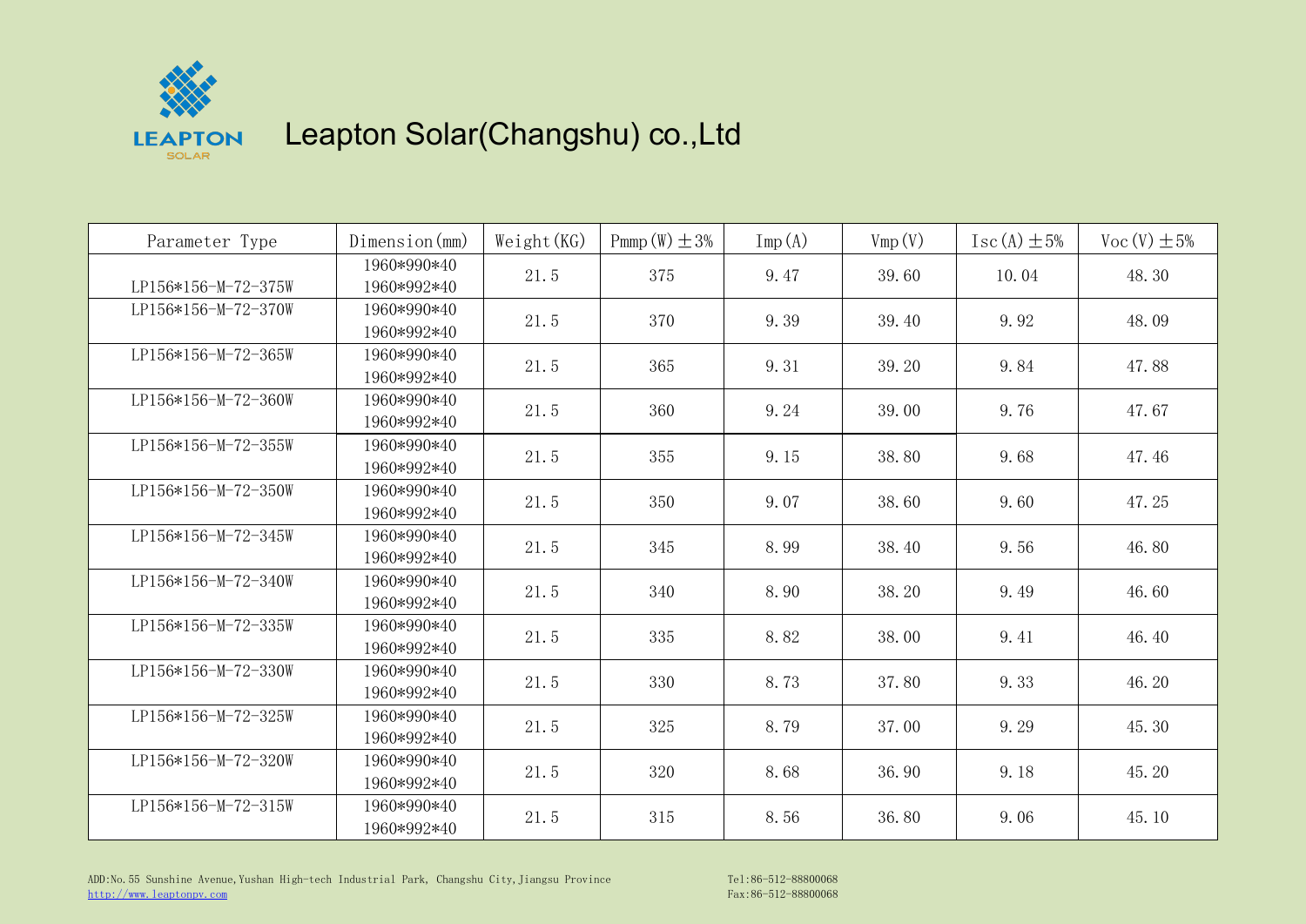# Leapton Solar(Changshu) co.,Ltd

| Parameter Type | Dimension(mm) | Weight(KG) | Pmmp(W)±3% | Imp(A) | Vmp(V) | Isc(A)±5% | Voc(V)±5% |
|---|---|---|---|---|---|---|---|
| LP156*156-M-72-375W | 1960*990*40<br>1960*992*40 | 21.5 | 375 | 9.47 | 39.60 | 10.04 | 48.30 |
| LP156*156-M-72-370W | 1960*990*40<br>1960*992*40 | 21.5 | 370 | 9.39 | 39.40 | 9.92 | 48.09 |
| LP156*156-M-72-365W | 1960*990*40<br>1960*992*40 | 21.5 | 365 | 9.31 | 39.20 | 9.84 | 47.88 |
| LP156*156-M-72-360W | 1960*990*40<br>1960*992*40 | 21.5 | 360 | 9.24 | 39.00 | 9.76 | 47.67 |
| LP156*156-M-72-355W | 1960*990*40<br>1960*992*40 | 21.5 | 355 | 9.15 | 38.80 | 9.68 | 47.46 |
| LP156*156-M-72-350W | 1960*990*40<br>1960*992*40 | 21.5 | 350 | 9.07 | 38.60 | 9.60 | 47.25 |
| LP156*156-M-72-345W | 1960*990*40<br>1960*992*40 | 21.5 | 345 | 8.99 | 38.40 | 9.56 | 46.80 |
| LP156*156-M-72-340W | 1960*990*40<br>1960*992*40 | 21.5 | 340 | 8.90 | 38.20 | 9.49 | 46.60 |
| LP156*156-M-72-335W | 1960*990*40<br>1960*992*40 | 21.5 | 335 | 8.82 | 38.00 | 9.41 | 46.40 |
| LP156*156-M-72-330W | 1960*990*40<br>1960*992*40 | 21.5 | 330 | 8.73 | 37.80 | 9.33 | 46.20 |
| LP156*156-M-72-325W | 1960*990*40<br>1960*992*40 | 21.5 | 325 | 8.79 | 37.00 | 9.29 | 45.30 |
| LP156*156-M-72-320W | 1960*990*40<br>1960*992*40 | 21.5 | 320 | 8.68 | 36.90 | 9.18 | 45.20 |
| LP156*156-M-72-315W | 1960*990*40<br>1960*992*40 | 21.5 | 315 | 8.56 | 36.80 | 9.06 | 45.10 |

ADD:No.55 Sunshine Avenue,Yushan High-tech Industrial Park, Changshu City,Jiangsu Province
http://www.leaptonpv.com

Tel:86-512-88800068
Fax:86-512-88800068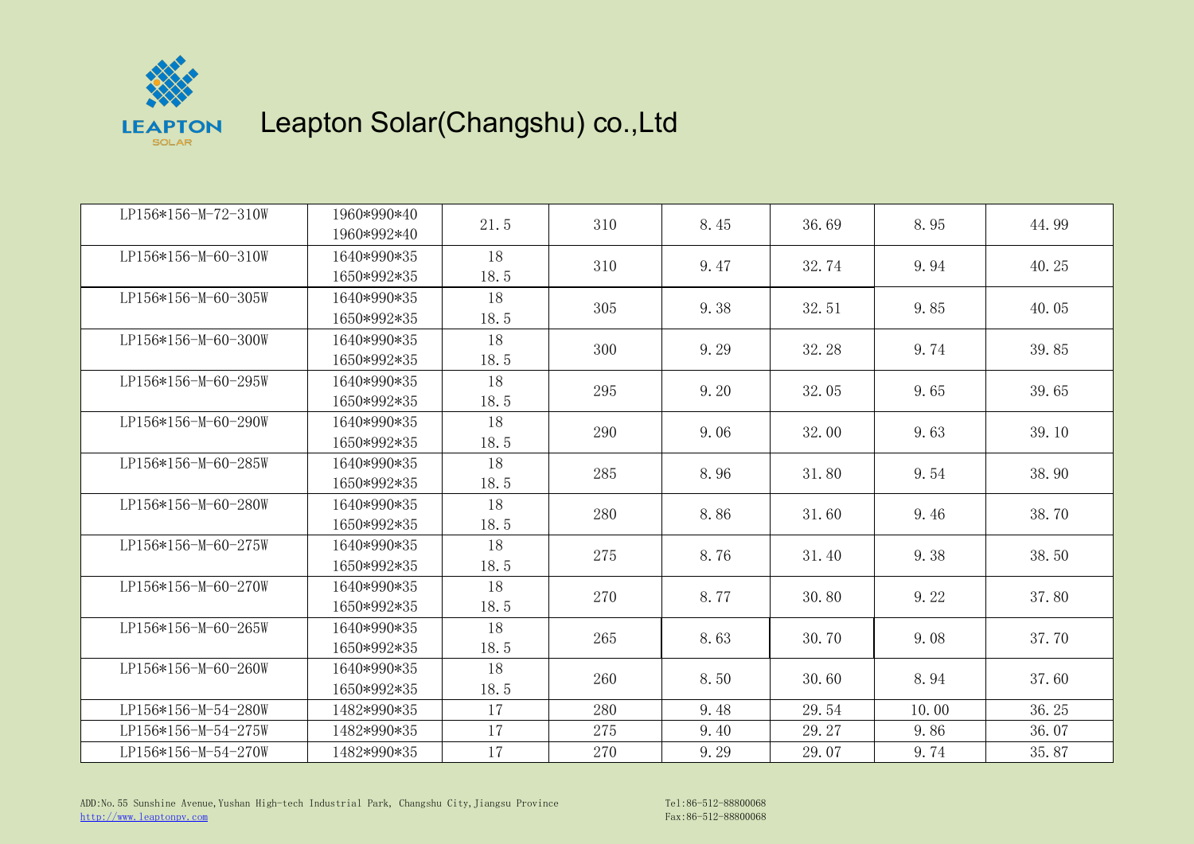# Leapton Solar(Changshu) co.,Ltd

| | | | | | | | |
|---|---|---|---|---|---|---|---|
| LP156*156-M-72-310W | 1960*990*40<br>1960*992*40 | 21.5 | 310 | 8.45 | 36.69 | 8.95 | 44.99 |
| LP156*156-M-60-310W | 1640*990*35<br>1650*992*35 | 18<br>18.5 | 310 | 9.47 | 32.74 | 9.94 | 40.25 |
| LP156*156-M-60-305W | 1640*990*35<br>1650*992*35 | 18<br>18.5 | 305 | 9.38 | 32.51 | 9.85 | 40.05 |
| LP156*156-M-60-300W | 1640*990*35<br>1650*992*35 | 18<br>18.5 | 300 | 9.29 | 32.28 | 9.74 | 39.85 |
| LP156*156-M-60-295W | 1640*990*35<br>1650*992*35 | 18<br>18.5 | 295 | 9.20 | 32.05 | 9.65 | 39.65 |
| LP156*156-M-60-290W | 1640*990*35<br>1650*992*35 | 18<br>18.5 | 290 | 9.06 | 32.00 | 9.63 | 39.10 |
| LP156*156-M-60-285W | 1640*990*35<br>1650*992*35 | 18<br>18.5 | 285 | 8.96 | 31.80 | 9.54 | 38.90 |
| LP156*156-M-60-280W | 1640*990*35<br>1650*992*35 | 18<br>18.5 | 280 | 8.86 | 31.60 | 9.46 | 38.70 |
| LP156*156-M-60-275W | 1640*990*35<br>1650*992*35 | 18<br>18.5 | 275 | 8.76 | 31.40 | 9.38 | 38.50 |
| LP156*156-M-60-270W | 1640*990*35<br>1650*992*35 | 18<br>18.5 | 270 | 8.77 | 30.80 | 9.22 | 37.80 |
| LP156*156-M-60-265W | 1640*990*35<br>1650*992*35 | 18<br>18.5 | 265 | 8.63 | 30.70 | 9.08 | 37.70 |
| LP156*156-M-60-260W | 1640*990*35<br>1650*992*35 | 18<br>18.5 | 260 | 8.50 | 30.60 | 8.94 | 37.60 |
| LP156*156-M-54-280W | 1482*990*35 | 17 | 280 | 9.48 | 29.54 | 10.00 | 36.25 |
| LP156*156-M-54-275W | 1482*990*35 | 17 | 275 | 9.40 | 29.27 | 9.86 | 36.07 |
| LP156*156-M-54-270W | 1482*990*35 | 17 | 270 | 9.29 | 29.07 | 9.74 | 35.87 |

ADD:No.55 Sunshine Avenue,Yushan High-tech Industrial Park, Changshu City,Jiangsu Province
http://www.leaptonpv.com

Tel:86-512-88800068
Fax:86-512-88800068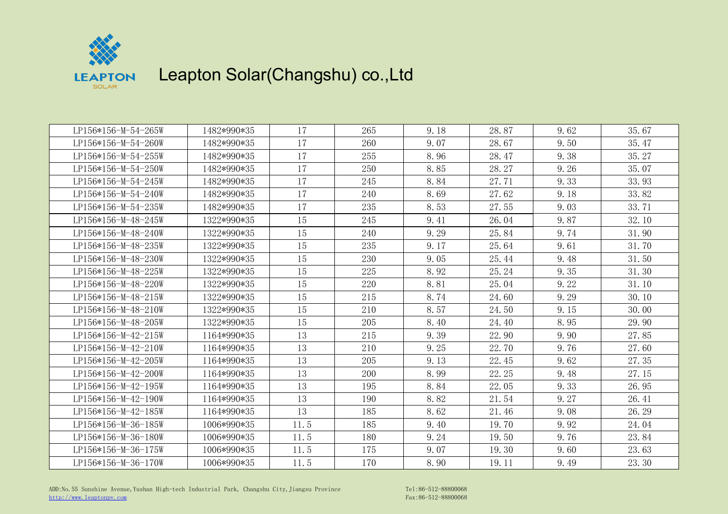# Leapton Solar(Changshu) co.,Ltd

| | | | | | | | |
|---|---|---|---|---|---|---|---|
| LP156*156-M-54-265W | 1482*990*35 | 17 | 265 | 9.18 | 28.87 | 9.62 | 35.67 |
| LP156*156-M-54-260W | 1482*990*35 | 17 | 260 | 9.07 | 28.67 | 9.50 | 35.47 |
| LP156*156-M-54-255W | 1482*990*35 | 17 | 255 | 8.96 | 28.47 | 9.38 | 35.27 |
| LP156*156-M-54-250W | 1482*990*35 | 17 | 250 | 8.85 | 28.27 | 9.26 | 35.07 |
| LP156*156-M-54-245W | 1482*990*35 | 17 | 245 | 8.84 | 27.71 | 9.33 | 33.93 |
| LP156*156-M-54-240W | 1482*990*35 | 17 | 240 | 8.69 | 27.62 | 9.18 | 33.82 |
| LP156*156-M-54-235W | 1482*990*35 | 17 | 235 | 8.53 | 27.55 | 9.03 | 33.71 |
| LP156*156-M-48-245W | 1322*990*35 | 15 | 245 | 9.41 | 26.04 | 9.87 | 32.10 |
| LP156*156-M-48-240W | 1322*990*35 | 15 | 240 | 9.29 | 25.84 | 9.74 | 31.90 |
| LP156*156-M-48-235W | 1322*990*35 | 15 | 235 | 9.17 | 25.64 | 9.61 | 31.70 |
| LP156*156-M-48-230W | 1322*990*35 | 15 | 230 | 9.05 | 25.44 | 9.48 | 31.50 |
| LP156*156-M-48-225W | 1322*990*35 | 15 | 225 | 8.92 | 25.24 | 9.35 | 31.30 |
| LP156*156-M-48-220W | 1322*990*35 | 15 | 220 | 8.81 | 25.04 | 9.22 | 31.10 |
| LP156*156-M-48-215W | 1322*990*35 | 15 | 215 | 8.74 | 24.60 | 9.29 | 30.10 |
| LP156*156-M-48-210W | 1322*990*35 | 15 | 210 | 8.57 | 24.50 | 9.15 | 30.00 |
| LP156*156-M-48-205W | 1322*990*35 | 15 | 205 | 8.40 | 24.40 | 8.95 | 29.90 |
| LP156*156-M-42-215W | 1164*990*35 | 13 | 215 | 9.39 | 22.90 | 9.90 | 27.85 |
| LP156*156-M-42-210W | 1164*990*35 | 13 | 210 | 9.25 | 22.70 | 9.76 | 27.60 |
| LP156*156-M-42-205W | 1164*990*35 | 13 | 205 | 9.13 | 22.45 | 9.62 | 27.35 |
| LP156*156-M-42-200W | 1164*990*35 | 13 | 200 | 8.99 | 22.25 | 9.48 | 27.15 |
| LP156*156-M-42-195W | 1164*990*35 | 13 | 195 | 8.84 | 22.05 | 9.33 | 26.95 |
| LP156*156-M-42-190W | 1164*990*35 | 13 | 190 | 8.82 | 21.54 | 9.27 | 26.41 |
| LP156*156-M-42-185W | 1164*990*35 | 13 | 185 | 8.62 | 21.46 | 9.08 | 26.29 |
| LP156*156-M-36-185W | 1006*990*35 | 11.5 | 185 | 9.40 | 19.70 | 9.92 | 24.04 |
| LP156*156-M-36-180W | 1006*990*35 | 11.5 | 180 | 9.24 | 19.50 | 9.76 | 23.84 |
| LP156*156-M-36-175W | 1006*990*35 | 11.5 | 175 | 9.07 | 19.30 | 9.60 | 23.63 |
| LP156*156-M-36-170W | 1006*990*35 | 11.5 | 170 | 8.90 | 19.11 | 9.49 | 23.30 |

ADD:No.55 Sunshine Avenue,Yushan High-tech Industrial Park, Changshu City,Jiangsu Province
http://www.leaptonpv.com

Tel:86-512-88800068
Fax:86-512-88800068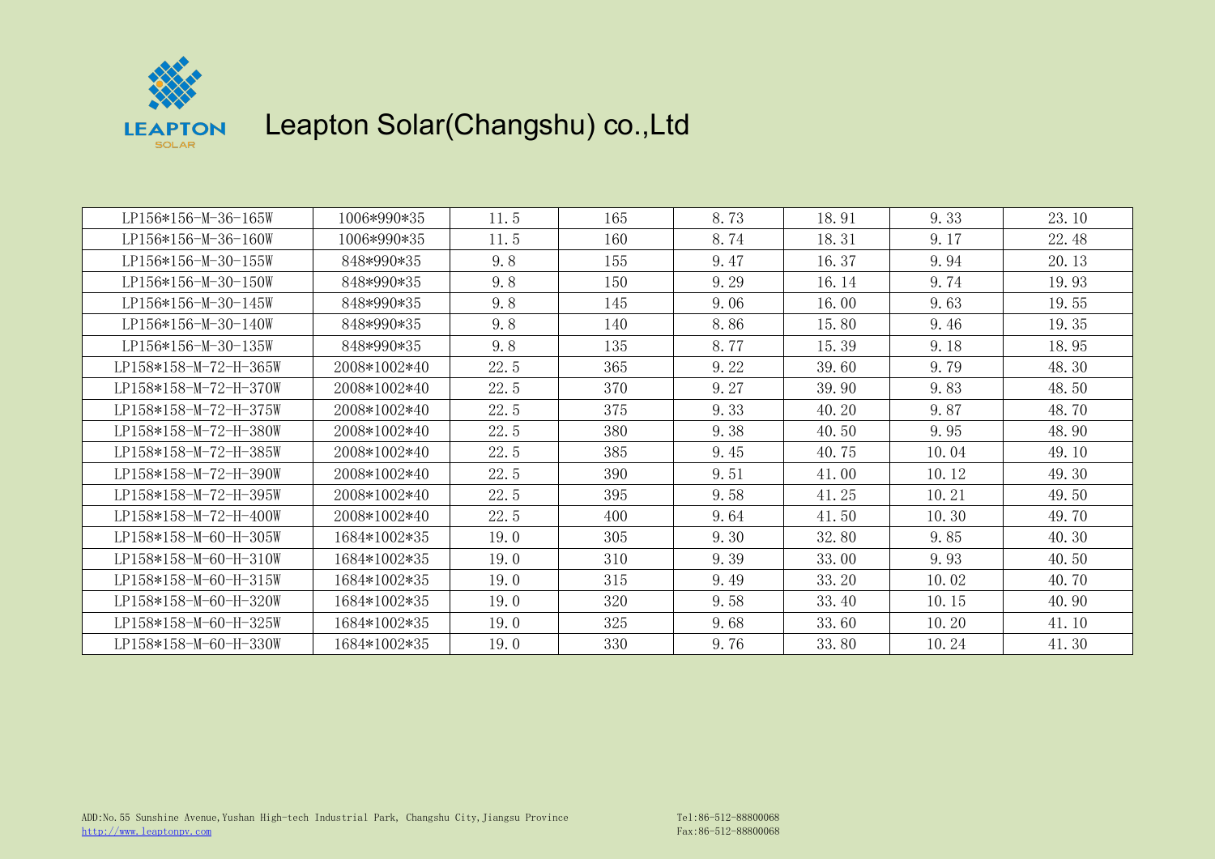# Leapton Solar(Changshu) co.,Ltd

| | | | | | | | |
|---|---|---|---|---|---|---|---|
| LP156*156-M-36-165W | 1006*990*35 | 11.5 | 165 | 8.73 | 18.91 | 9.33 | 23.10 |
| LP156*156-M-36-160W | 1006*990*35 | 11.5 | 160 | 8.74 | 18.31 | 9.17 | 22.48 |
| LP156*156-M-30-155W | 848*990*35 | 9.8 | 155 | 9.47 | 16.37 | 9.94 | 20.13 |
| LP156*156-M-30-150W | 848*990*35 | 9.8 | 150 | 9.29 | 16.14 | 9.74 | 19.93 |
| LP156*156-M-30-145W | 848*990*35 | 9.8 | 145 | 9.06 | 16.00 | 9.63 | 19.55 |
| LP156*156-M-30-140W | 848*990*35 | 9.8 | 140 | 8.86 | 15.80 | 9.46 | 19.35 |
| LP156*156-M-30-135W | 848*990*35 | 9.8 | 135 | 8.77 | 15.39 | 9.18 | 18.95 |
| LP158*158-M-72-H-365W | 2008*1002*40 | 22.5 | 365 | 9.22 | 39.60 | 9.79 | 48.30 |
| LP158*158-M-72-H-370W | 2008*1002*40 | 22.5 | 370 | 9.27 | 39.90 | 9.83 | 48.50 |
| LP158*158-M-72-H-375W | 2008*1002*40 | 22.5 | 375 | 9.33 | 40.20 | 9.87 | 48.70 |
| LP158*158-M-72-H-380W | 2008*1002*40 | 22.5 | 380 | 9.38 | 40.50 | 9.95 | 48.90 |
| LP158*158-M-72-H-385W | 2008*1002*40 | 22.5 | 385 | 9.45 | 40.75 | 10.04 | 49.10 |
| LP158*158-M-72-H-390W | 2008*1002*40 | 22.5 | 390 | 9.51 | 41.00 | 10.12 | 49.30 |
| LP158*158-M-72-H-395W | 2008*1002*40 | 22.5 | 395 | 9.58 | 41.25 | 10.21 | 49.50 |
| LP158*158-M-72-H-400W | 2008*1002*40 | 22.5 | 400 | 9.64 | 41.50 | 10.30 | 49.70 |
| LP158*158-M-60-H-305W | 1684*1002*35 | 19.0 | 305 | 9.30 | 32.80 | 9.85 | 40.30 |
| LP158*158-M-60-H-310W | 1684*1002*35 | 19.0 | 310 | 9.39 | 33.00 | 9.93 | 40.50 |
| LP158*158-M-60-H-315W | 1684*1002*35 | 19.0 | 315 | 9.49 | 33.20 | 10.02 | 40.70 |
| LP158*158-M-60-H-320W | 1684*1002*35 | 19.0 | 320 | 9.58 | 33.40 | 10.15 | 40.90 |
| LP158*158-M-60-H-325W | 1684*1002*35 | 19.0 | 325 | 9.68 | 33.60 | 10.20 | 41.10 |
| LP158*158-M-60-H-330W | 1684*1002*35 | 19.0 | 330 | 9.76 | 33.80 | 10.24 | 41.30 |

ADD:No.55 Sunshine Avenue,Yushan High-tech Industrial Park, Changshu City,Jiangsu Province
http://www.leaptonpv.com

Tel:86-512-88800068
Fax:86-512-88800068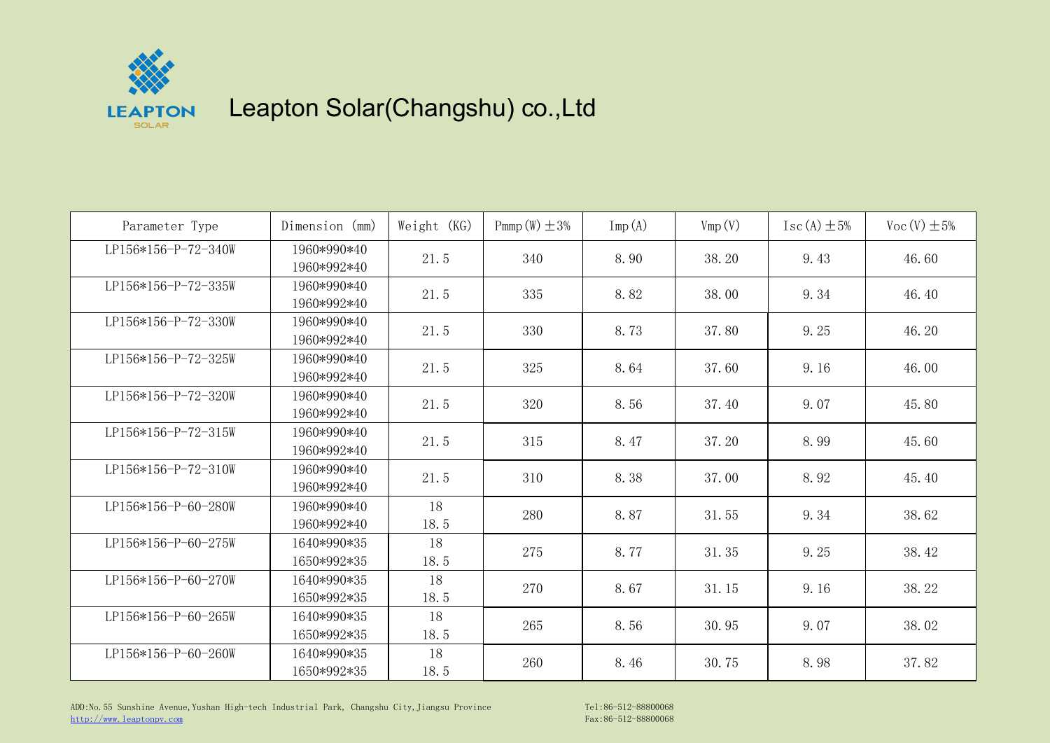# Leapton Solar(Changshu) co.,Ltd

| Parameter Type | Dimension (mm) | Weight (KG) | Pmmp(W)±3% | Imp(A) | Vmp(V) | Isc(A)±5% | Voc(V)±5% |
|---|---|---|---|---|---|---|---|
| LP156*156-P-72-340W | 1960*990*40<br>1960*992*40 | 21.5 | 340 | 8.90 | 38.20 | 9.43 | 46.60 |
| LP156*156-P-72-335W | 1960*990*40<br>1960*992*40 | 21.5 | 335 | 8.82 | 38.00 | 9.34 | 46.40 |
| LP156*156-P-72-330W | 1960*990*40<br>1960*992*40 | 21.5 | 330 | 8.73 | 37.80 | 9.25 | 46.20 |
| LP156*156-P-72-325W | 1960*990*40<br>1960*992*40 | 21.5 | 325 | 8.64 | 37.60 | 9.16 | 46.00 |
| LP156*156-P-72-320W | 1960*990*40<br>1960*992*40 | 21.5 | 320 | 8.56 | 37.40 | 9.07 | 45.80 |
| LP156*156-P-72-315W | 1960*990*40<br>1960*992*40 | 21.5 | 315 | 8.47 | 37.20 | 8.99 | 45.60 |
| LP156*156-P-72-310W | 1960*990*40<br>1960*992*40 | 21.5 | 310 | 8.38 | 37.00 | 8.92 | 45.40 |
| LP156*156-P-60-280W | 1960*990*40<br>1960*992*40 | 18<br>18.5 | 280 | 8.87 | 31.55 | 9.34 | 38.62 |
| LP156*156-P-60-275W | 1640*990*35<br>1650*992*35 | 18<br>18.5 | 275 | 8.77 | 31.35 | 9.25 | 38.42 |
| LP156*156-P-60-270W | 1640*990*35<br>1650*992*35 | 18<br>18.5 | 270 | 8.67 | 31.15 | 9.16 | 38.22 |
| LP156*156-P-60-265W | 1640*990*35<br>1650*992*35 | 18<br>18.5 | 265 | 8.56 | 30.95 | 9.07 | 38.02 |
| LP156*156-P-60-260W | 1640*990*35<br>1650*992*35 | 18<br>18.5 | 260 | 8.46 | 30.75 | 8.98 | 37.82 |

ADD:No.55 Sunshine Avenue,Yushan High-tech Industrial Park, Changshu City,Jiangsu Province
http://www.leaptonpv.com

Tel:86-512-88800068
Fax:86-512-88800068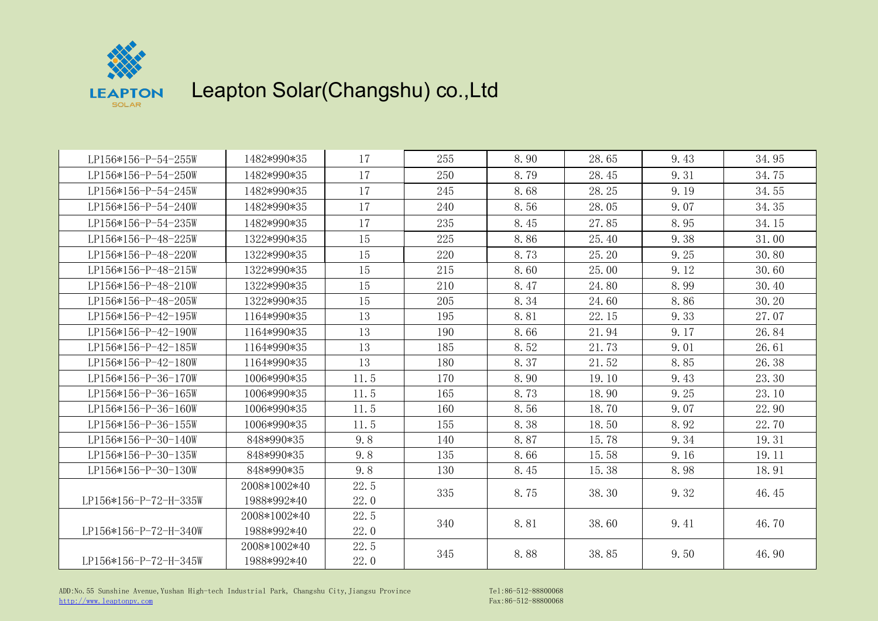# Leapton Solar(Changshu) co.,Ltd

| | | | | | | | |
|---|---|---|---|---|---|---|---|
| LP156*156-P-54-255W | 1482*990*35 | 17 | 255 | 8.90 | 28.65 | 9.43 | 34.95 |
| LP156*156-P-54-250W | 1482*990*35 | 17 | 250 | 8.79 | 28.45 | 9.31 | 34.75 |
| LP156*156-P-54-245W | 1482*990*35 | 17 | 245 | 8.68 | 28.25 | 9.19 | 34.55 |
| LP156*156-P-54-240W | 1482*990*35 | 17 | 240 | 8.56 | 28.05 | 9.07 | 34.35 |
| LP156*156-P-54-235W | 1482*990*35 | 17 | 235 | 8.45 | 27.85 | 8.95 | 34.15 |
| LP156*156-P-48-225W | 1322*990*35 | 15 | 225 | 8.86 | 25.40 | 9.38 | 31.00 |
| LP156*156-P-48-220W | 1322*990*35 | 15 | 220 | 8.73 | 25.20 | 9.25 | 30.80 |
| LP156*156-P-48-215W | 1322*990*35 | 15 | 215 | 8.60 | 25.00 | 9.12 | 30.60 |
| LP156*156-P-48-210W | 1322*990*35 | 15 | 210 | 8.47 | 24.80 | 8.99 | 30.40 |
| LP156*156-P-48-205W | 1322*990*35 | 15 | 205 | 8.34 | 24.60 | 8.86 | 30.20 |
| LP156*156-P-42-195W | 1164*990*35 | 13 | 195 | 8.81 | 22.15 | 9.33 | 27.07 |
| LP156*156-P-42-190W | 1164*990*35 | 13 | 190 | 8.66 | 21.94 | 9.17 | 26.84 |
| LP156*156-P-42-185W | 1164*990*35 | 13 | 185 | 8.52 | 21.73 | 9.01 | 26.61 |
| LP156*156-P-42-180W | 1164*990*35 | 13 | 180 | 8.37 | 21.52 | 8.85 | 26.38 |
| LP156*156-P-36-170W | 1006*990*35 | 11.5 | 170 | 8.90 | 19.10 | 9.43 | 23.30 |
| LP156*156-P-36-165W | 1006*990*35 | 11.5 | 165 | 8.73 | 18.90 | 9.25 | 23.10 |
| LP156*156-P-36-160W | 1006*990*35 | 11.5 | 160 | 8.56 | 18.70 | 9.07 | 22.90 |
| LP156*156-P-36-155W | 1006*990*35 | 11.5 | 155 | 8.38 | 18.50 | 8.92 | 22.70 |
| LP156*156-P-30-140W | 848*990*35 | 9.8 | 140 | 8.87 | 15.78 | 9.34 | 19.31 |
| LP156*156-P-30-135W | 848*990*35 | 9.8 | 135 | 8.66 | 15.58 | 9.16 | 19.11 |
| LP156*156-P-30-130W | 848*990*35 | 9.8 | 130 | 8.45 | 15.38 | 8.98 | 18.91 |
| LP156*156-P-72-H-335W | 2008*1002*40<br>1988*992*40 | 22.5<br>22.0 | 335 | 8.75 | 38.30 | 9.32 | 46.45 |
| LP156*156-P-72-H-340W | 2008*1002*40<br>1988*992*40 | 22.5<br>22.0 | 340 | 8.81 | 38.60 | 9.41 | 46.70 |
| LP156*156-P-72-H-345W | 2008*1002*40<br>1988*992*40 | 22.5<br>22.0 | 345 | 8.88 | 38.85 | 9.50 | 46.90 |

ADD:No.55 Sunshine Avenue,Yushan High-tech Industrial Park, Changshu City,Jiangsu Province
http://www.leaptonpv.com

Tel:86-512-88800068
Fax:86-512-88800068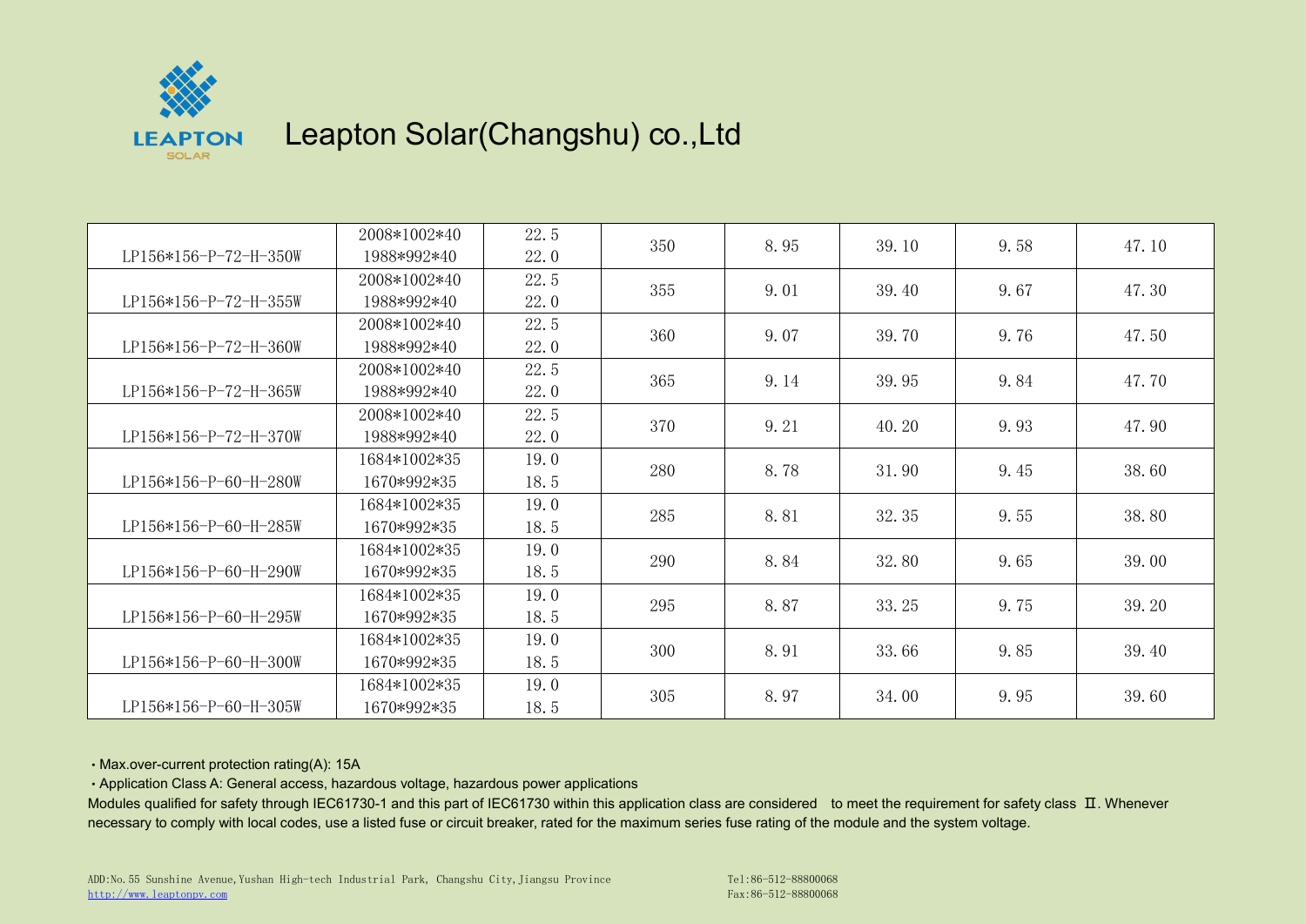# Leapton Solar(Changshu) co.,Ltd

| | | | | | | | |
|---|---|---|---|---|---|---|---|
| LP156*156-P-72-H-350W | 2008*1002*40<br>1988*992*40 | 22.5<br>22.0 | 350 | 8.95 | 39.10 | 9.58 | 47.10 |
| LP156*156-P-72-H-355W | 2008*1002*40<br>1988*992*40 | 22.5<br>22.0 | 355 | 9.01 | 39.40 | 9.67 | 47.30 |
| LP156*156-P-72-H-360W | 2008*1002*40<br>1988*992*40 | 22.5<br>22.0 | 360 | 9.07 | 39.70 | 9.76 | 47.50 |
| LP156*156-P-72-H-365W | 2008*1002*40<br>1988*992*40 | 22.5<br>22.0 | 365 | 9.14 | 39.95 | 9.84 | 47.70 |
| LP156*156-P-72-H-370W | 2008*1002*40<br>1988*992*40 | 22.5<br>22.0 | 370 | 9.21 | 40.20 | 9.93 | 47.90 |
| LP156*156-P-60-H-280W | 1684*1002*35<br>1670*992*35 | 19.0<br>18.5 | 280 | 8.78 | 31.90 | 9.45 | 38.60 |
| LP156*156-P-60-H-285W | 1684*1002*35<br>1670*992*35 | 19.0<br>18.5 | 285 | 8.81 | 32.35 | 9.55 | 38.80 |
| LP156*156-P-60-H-290W | 1684*1002*35<br>1670*992*35 | 19.0<br>18.5 | 290 | 8.84 | 32.80 | 9.65 | 39.00 |
| LP156*156-P-60-H-295W | 1684*1002*35<br>1670*992*35 | 19.0<br>18.5 | 295 | 8.87 | 33.25 | 9.75 | 39.20 |
| LP156*156-P-60-H-300W | 1684*1002*35<br>1670*992*35 | 19.0<br>18.5 | 300 | 8.91 | 33.66 | 9.85 | 39.40 |
| LP156*156-P-60-H-305W | 1684*1002*35<br>1670*992*35 | 19.0<br>18.5 | 305 | 8.97 | 34.00 | 9.95 | 39.60 |

- Max.over-current protection rating(A): 15A
- Application Class A: General access, hazardous voltage, hazardous power applications

Modules qualified for safety through IEC61730-1 and this part of IEC61730 within this application class are considered to meet the requirement for safety class Ⅱ. Whenever necessary to comply with local codes, use a listed fuse or circuit breaker, rated for the maximum series fuse rating of the module and the system voltage.

ADD:No.55 Sunshine Avenue,Yushan High-tech Industrial Park, Changshu City,Jiangsu Province
http://www.leaptonpv.com

Tel:86-512-88800068
Fax:86-512-88800068